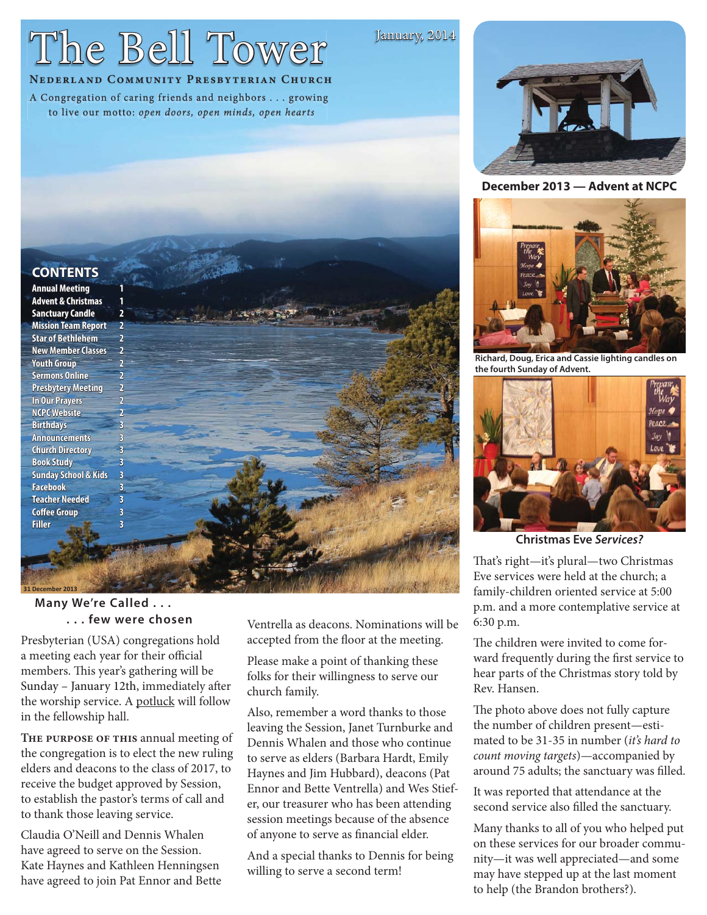# The Bell Tower

January, 2014

**Nederland Community Presbyterian Church**

A Congregation of caring friends and neighbors . . . growing to live our motto: *open doors, open minds, open hearts*

## CONTENTS

| | |
|---|---|
| Annual Meeting | 1 |
| Advent & Christmas | 1 |
| Sanctuary Candle | 2 |
| Mission Team Report | 2 |
| Star of Bethlehem | 2 |
| New Member Classes | 2 |
| Youth Group | 2 |
| Sermons Online | 2 |
| Presbytery Meeting | 2 |
| In Our Prayers | 2 |
| NCPC Website | 2 |
| Birthdays | 3 |
| Announcements | 3 |
| Church Directory | 3 |
| Book Study | 3 |
| Sunday School & Kids | 3 |
| Facebook | 3 |
| Teacher Needed | 3 |
| Coffee Group | 3 |
| Filler | 3 |

31 December 2013

## Many We're Called . . .
## . . . few were chosen

Presbyterian (USA) congregations hold a meeting each year for their official members. This year's gathering will be Sunday – January 12th, immediately after the worship service. A potluck will follow in the fellowship hall.

**The purpose of this** annual meeting of the congregation is to elect the new ruling elders and deacons to the class of 2017, to receive the budget approved by Session, to establish the pastor's terms of call and to thank those leaving service.

Claudia O'Neill and Dennis Whalen have agreed to serve on the Session. Kate Haynes and Kathleen Henningsen have agreed to join Pat Ennor and Bette Ventrella as deacons. Nominations will be accepted from the floor at the meeting.

Please make a point of thanking these folks for their willingness to serve our church family.

Also, remember a word thanks to those leaving the Session, Janet Turnburke and Dennis Whalen and those who continue to serve as elders (Barbara Hardt, Emily Haynes and Jim Hubbard), deacons (Pat Ennor and Bette Ventrella) and Wes Stiefer, our treasurer who has been attending session meetings because of the absence of anyone to serve as financial elder.

And a special thanks to Dennis for being willing to serve a second term!

**December 2013 — Advent at NCPC**

Richard, Doug, Erica and Cassie lighting candles on the fourth Sunday of Advent.

**Christmas Eve *Services?***

That's right—it's plural—two Christmas Eve services were held at the church; a family-children oriented service at 5:00 p.m. and a more contemplative service at 6:30 p.m.

The children were invited to come forward frequently during the first service to hear parts of the Christmas story told by Rev. Hansen.

The photo above does not fully capture the number of children present—estimated to be 31-35 in number (*it's hard to count moving targets*)—accompanied by around 75 adults; the sanctuary was filled.

It was reported that attendance at the second service also filled the sanctuary.

Many thanks to all of you who helped put on these services for our broader community—it was well appreciated—and some may have stepped up at the last moment to help (the Brandon brothers?).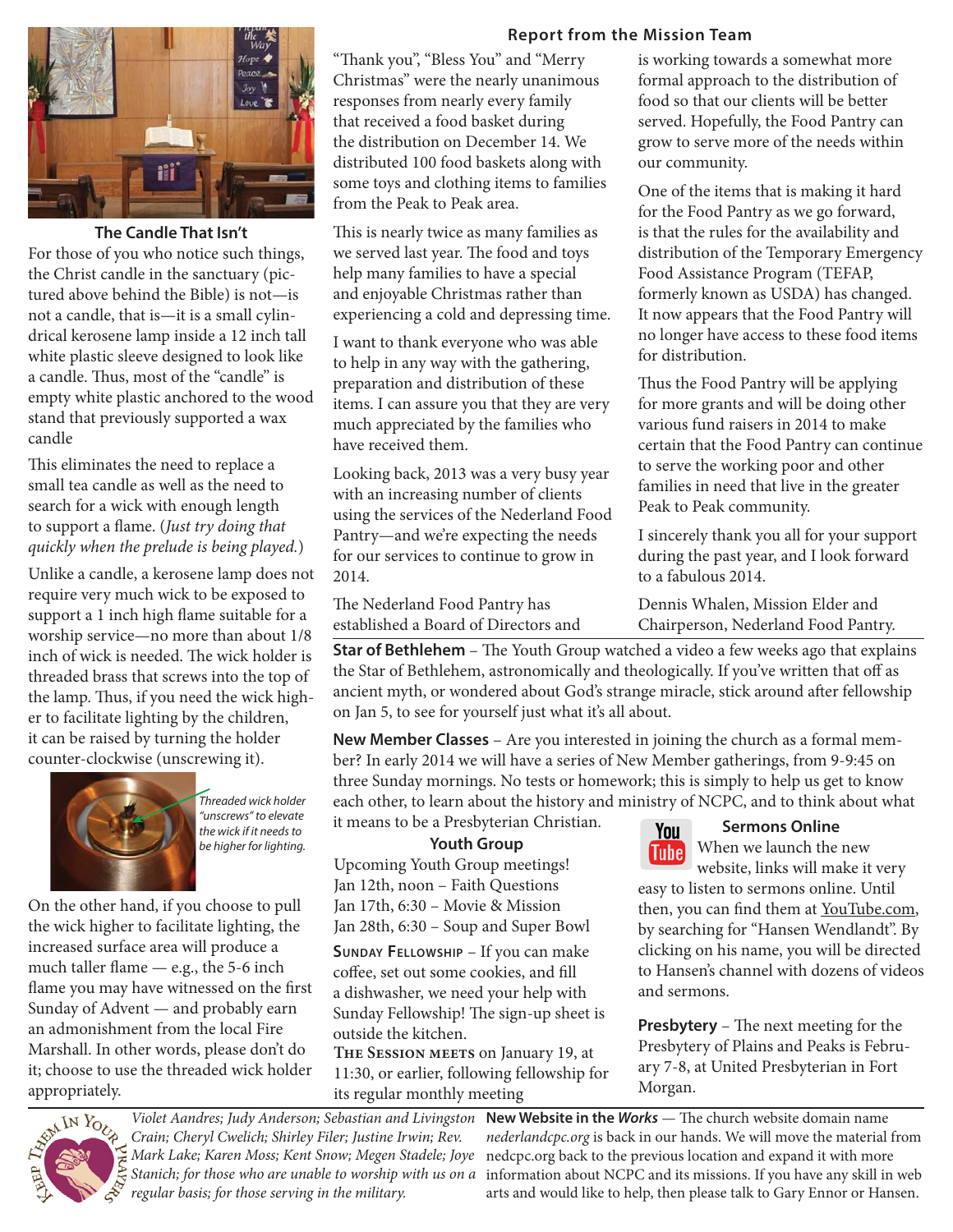## The Candle That Isn't

For those of you who notice such things, the Christ candle in the sanctuary (pictured above behind the Bible) is not—is not a candle, that is—it is a small cylindrical kerosene lamp inside a 12 inch tall white plastic sleeve designed to look like a candle. Thus, most of the "candle" is empty white plastic anchored to the wood stand that previously supported a wax candle

This eliminates the need to replace a small tea candle as well as the need to search for a wick with enough length to support a flame. (*Just try doing that quickly when the prelude is being played.*)

Unlike a candle, a kerosene lamp does not require very much wick to be exposed to support a 1 inch high flame suitable for a worship service—no more than about 1/8 inch of wick is needed. The wick holder is threaded brass that screws into the top of the lamp. Thus, if you need the wick higher to facilitate lighting by the children, it can be raised by turning the holder counter-clockwise (unscrewing it).

*Threaded wick holder "unscrews" to elevate the wick if it needs to be higher for lighting.*

On the other hand, if you choose to pull the wick higher to facilitate lighting, the increased surface area will produce a much taller flame — e.g., the 5-6 inch flame you may have witnessed on the first Sunday of Advent — and probably earn an admonishment from the local Fire Marshall. In other words, please don't do it; choose to use the threaded wick holder appropriately.

## Report from the Mission Team

"Thank you", "Bless You" and "Merry Christmas" were the nearly unanimous responses from nearly every family that received a food basket during the distribution on December 14. We distributed 100 food baskets along with some toys and clothing items to families from the Peak to Peak area.

This is nearly twice as many families as we served last year. The food and toys help many families to have a special and enjoyable Christmas rather than experiencing a cold and depressing time.

I want to thank everyone who was able to help in any way with the gathering, preparation and distribution of these items. I can assure you that they are very much appreciated by the families who have received them.

Looking back, 2013 was a very busy year with an increasing number of clients using the services of the Nederland Food Pantry—and we're expecting the needs for our services to continue to grow in 2014.

The Nederland Food Pantry has established a Board of Directors and is working towards a somewhat more formal approach to the distribution of food so that our clients will be better served. Hopefully, the Food Pantry can grow to serve more of the needs within our community.

One of the items that is making it hard for the Food Pantry as we go forward, is that the rules for the availability and distribution of the Temporary Emergency Food Assistance Program (TEFAP, formerly known as USDA) has changed. It now appears that the Food Pantry will no longer have access to these food items for distribution.

Thus the Food Pantry will be applying for more grants and will be doing other various fund raisers in 2014 to make certain that the Food Pantry can continue to serve the working poor and other families in need that live in the greater Peak to Peak community.

I sincerely thank you all for your support during the past year, and I look forward to a fabulous 2014.

Dennis Whalen, Mission Elder and Chairperson, Nederland Food Pantry.

**Star of Bethlehem** – The Youth Group watched a video a few weeks ago that explains the Star of Bethlehem, astronomically and theologically. If you've written that off as ancient myth, or wondered about God's strange miracle, stick around after fellowship on Jan 5, to see for yourself just what it's all about.

**New Member Classes** – Are you interested in joining the church as a formal member? In early 2014 we will have a series of New Member gatherings, from 9-9:45 on three Sunday mornings. No tests or homework; this is simply to help us get to know each other, to learn about the history and ministry of NCPC, and to think about what it means to be a Presbyterian Christian.

### Youth Group

Upcoming Youth Group meetings!
Jan 12th, noon – Faith Questions
Jan 17th, 6:30 – Movie & Mission
Jan 28th, 6:30 – Soup and Super Bowl

**Sunday Fellowship** – If you can make coffee, set out some cookies, and fill a dishwasher, we need your help with Sunday Fellowship! The sign-up sheet is outside the kitchen.

**The Session meets** on January 19, at 11:30, or earlier, following fellowship for its regular monthly meeting

### Sermons Online

When we launch the new website, links will make it very easy to listen to sermons online. Until then, you can find them at YouTube.com, by searching for "Hansen Wendlandt". By clicking on his name, you will be directed to Hansen's channel with dozens of videos and sermons.

**Presbytery** – The next meeting for the Presbytery of Plains and Peaks is February 7-8, at United Presbyterian in Fort Morgan.

**Keep Them In Your Prayers**

*Violet Aandres; Judy Anderson; Sebastian and Livingston Crain; Cheryl Cwelich; Shirley Filer; Justine Irwin; Rev. Mark Lake; Karen Moss; Kent Snow; Megen Stadele; Joye Stanich; for those who are unable to worship with us on a regular basis; for those serving in the military.*

**New Website in the *Works*** — The church website domain name *nederlandcpc.org* is back in our hands. We will move the material from nedcpc.org back to the previous location and expand it with more information about NCPC and its missions. If you have any skill in web arts and would like to help, then please talk to Gary Ennor or Hansen.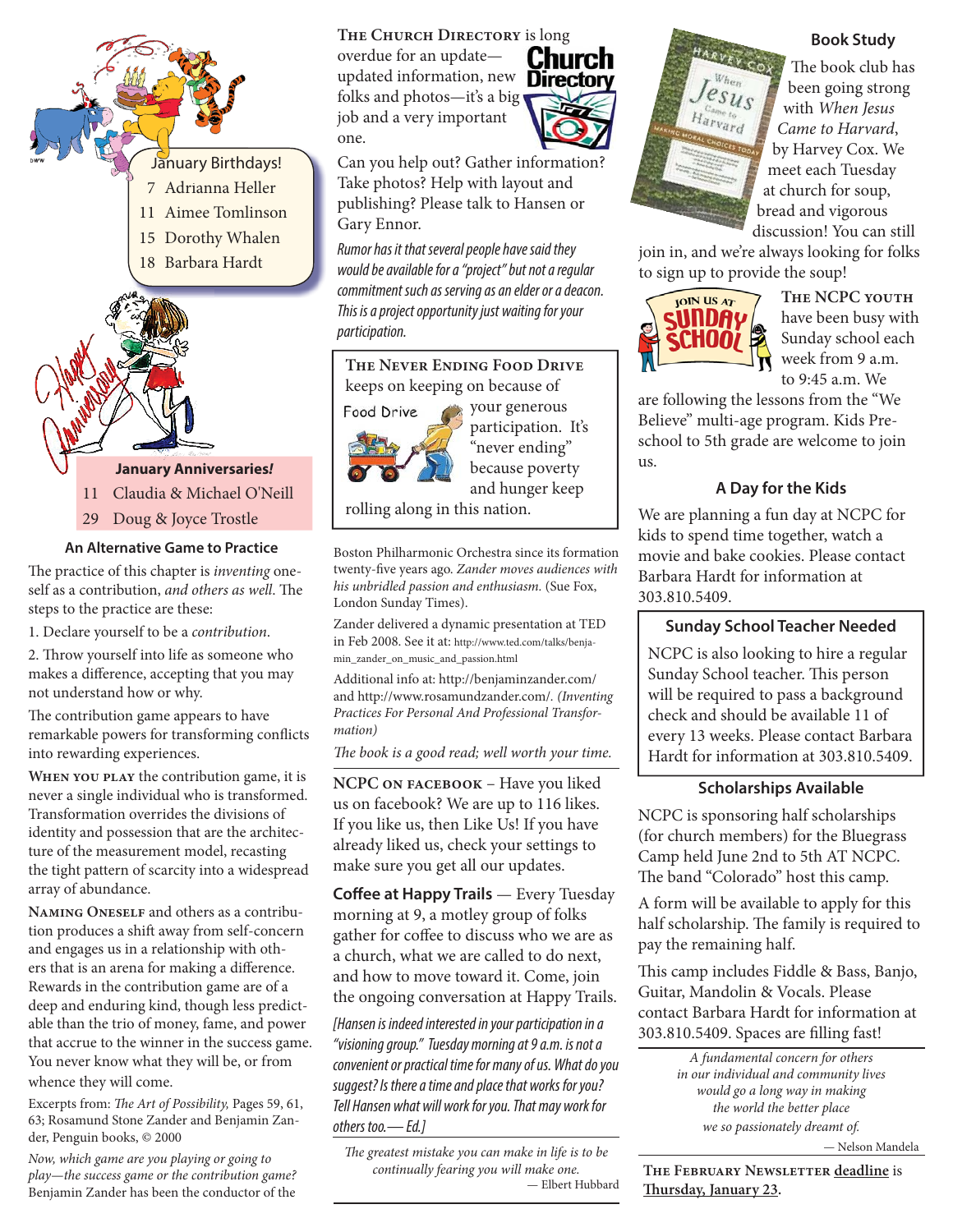## January Birthdays!

7 Adrianna Heller
11 Aimee Tomlinson
15 Dorothy Whalen
18 Barbara Hardt

## January Anniversaries!

11 Claudia & Michael O'Neill
29 Doug & Joyce Trostle

### An Alternative Game to Practice

The practice of this chapter is *inventing* oneself as a contribution, *and others as well*. The steps to the practice are these:

1. Declare yourself to be a *contribution*.

2. Throw yourself into life as someone who makes a difference, accepting that you may not understand how or why.

The contribution game appears to have remarkable powers for transforming conflicts into rewarding experiences.

**When you play** the contribution game, it is never a single individual who is transformed. Transformation overrides the divisions of identity and possession that are the architecture of the measurement model, recasting the tight pattern of scarcity into a widespread array of abundance.

**Naming Oneself** and others as a contribution produces a shift away from self-concern and engages us in a relationship with others that is an arena for making a difference. Rewards in the contribution game are of a deep and enduring kind, though less predictable than the trio of money, fame, and power that accrue to the winner in the success game. You never know what they will be, or from whence they will come.

Excerpts from: *The Art of Possibility,* Pages 59, 61, 63; Rosamund Stone Zander and Benjamin Zander, Penguin books, © 2000

*Now, which game are you playing or going to play—the success game or the contribution game?* Benjamin Zander has been the conductor of the Boston Philharmonic Orchestra since its formation twenty-five years ago. *Zander moves audiences with his unbridled passion and enthusiasm.* (Sue Fox, London Sunday Times).

Zander delivered a dynamic presentation at TED in Feb 2008. See it at: http://www.ted.com/talks/benjamin_zander_on_music_and_passion.html

Additional info at: http://benjaminzander.com/ and http://www.rosamundzander.com/. *(Inventing Practices For Personal And Professional Transformation)*

*The book is a good read; well worth your time.*

**The Church Directory** is long overdue for an update—updated information, new folks and photos—it's a big job and a very important one.

Can you help out? Gather information? Take photos? Help with layout and publishing? Please talk to Hansen or Gary Ennor.

*Rumor has it that several people have said they would be available for a "project" but not a regular commitment such as serving as an elder or a deacon. This is a project opportunity just waiting for your participation.*

**The Never Ending Food Drive** keeps on keeping on because of your generous participation. It's "never ending" because poverty and hunger keep rolling along in this nation.

**NCPC on Facebook** – Have you liked us on facebook? We are up to 116 likes. If you like us, then Like Us! If you have already liked us, check your settings to make sure you get all our updates.

**Coffee at Happy Trails** — Every Tuesday morning at 9, a motley group of folks gather for coffee to discuss who we are as a church, what we are called to do next, and how to move toward it. Come, join the ongoing conversation at Happy Trails.

*[Hansen is indeed interested in your participation in a "visioning group." Tuesday morning at 9 a.m. is not a convenient or practical time for many of us. What do you suggest? Is there a time and place that works for you? Tell Hansen what will work for you. That may work for others too.— Ed.]*

> *The greatest mistake you can make in life is to be continually fearing you will make one.*
> — Elbert Hubbard

### Book Study

The book club has been going strong with *When Jesus Came to Harvard*, by Harvey Cox. We meet each Tuesday at church for soup, bread and vigorous discussion! You can still join in, and we're always looking for folks to sign up to provide the soup!

**The NCPC youth** have been busy with Sunday school each week from 9 a.m. to 9:45 a.m. We are following the lessons from the "We Believe" multi-age program. Kids Preschool to 5th grade are welcome to join us.

### A Day for the Kids

We are planning a fun day at NCPC for kids to spend time together, watch a movie and bake cookies. Please contact Barbara Hardt for information at 303.810.5409.

### Sunday School Teacher Needed

NCPC is also looking to hire a regular Sunday School teacher. This person will be required to pass a background check and should be available 11 of every 13 weeks. Please contact Barbara Hardt for information at 303.810.5409.

### Scholarships Available

NCPC is sponsoring half scholarships (for church members) for the Bluegrass Camp held June 2nd to 5th AT NCPC. The band "Colorado" host this camp.

A form will be available to apply for this half scholarship. The family is required to pay the remaining half.

This camp includes Fiddle & Bass, Banjo, Guitar, Mandolin & Vocals. Please contact Barbara Hardt for information at 303.810.5409. Spaces are filling fast!

> *A fundamental concern for others in our individual and community lives would go a long way in making the world the better place we so passionately dreamt of.*
> — Nelson Mandela

**The February Newsletter** deadline is **Thursday, January 23.**